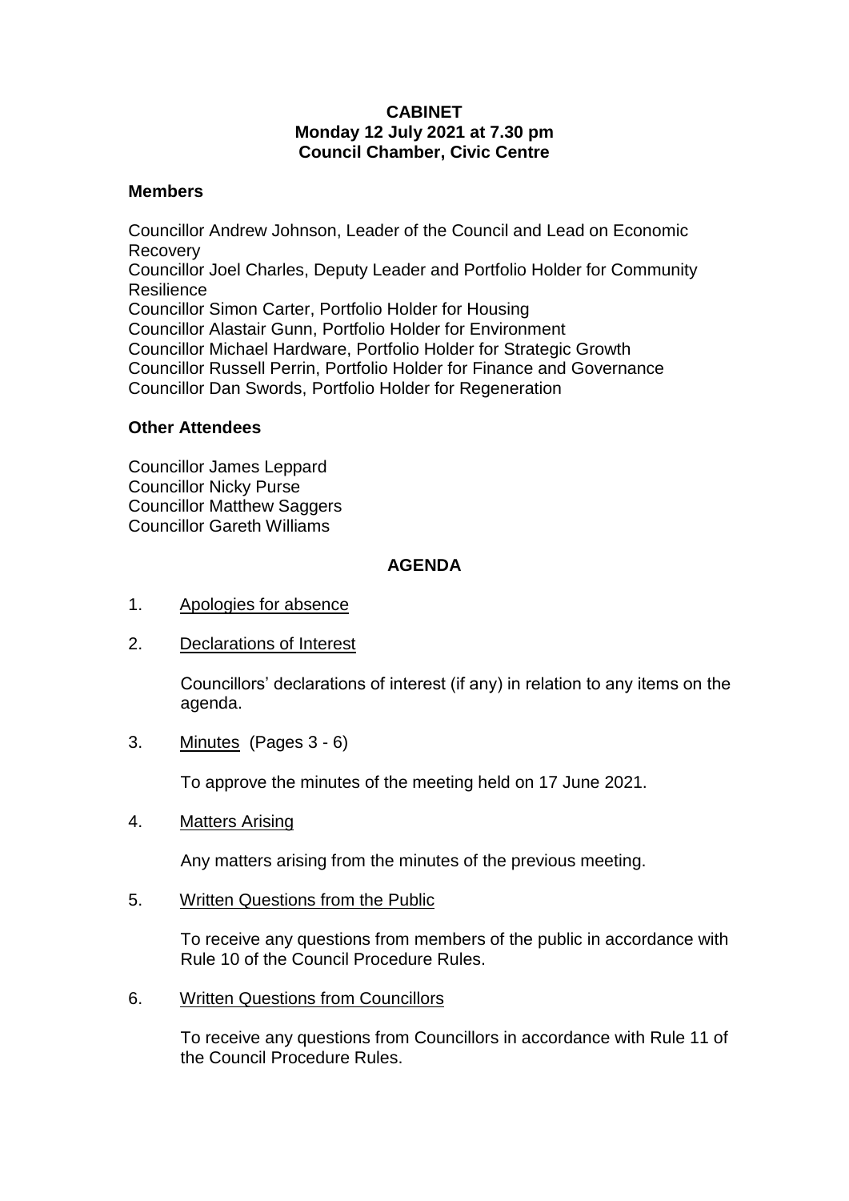**CABINET**
**Monday 12 July 2021 at 7.30 pm**
**Council Chamber, Civic Centre**

## Members

Councillor Andrew Johnson, Leader of the Council and Lead on Economic Recovery
Councillor Joel Charles, Deputy Leader and Portfolio Holder for Community Resilience
Councillor Simon Carter, Portfolio Holder for Housing
Councillor Alastair Gunn, Portfolio Holder for Environment
Councillor Michael Hardware, Portfolio Holder for Strategic Growth
Councillor Russell Perrin, Portfolio Holder for Finance and Governance
Councillor Dan Swords, Portfolio Holder for Regeneration

## Other Attendees

Councillor James Leppard
Councillor Nicky Purse
Councillor Matthew Saggers
Councillor Gareth Williams

## AGENDA

1. Apologies for absence

2. Declarations of Interest

   Councillors' declarations of interest (if any) in relation to any items on the agenda.

3. Minutes (Pages 3 - 6)

   To approve the minutes of the meeting held on 17 June 2021.

4. Matters Arising

   Any matters arising from the minutes of the previous meeting.

5. Written Questions from the Public

   To receive any questions from members of the public in accordance with Rule 10 of the Council Procedure Rules.

6. Written Questions from Councillors

   To receive any questions from Councillors in accordance with Rule 11 of the Council Procedure Rules.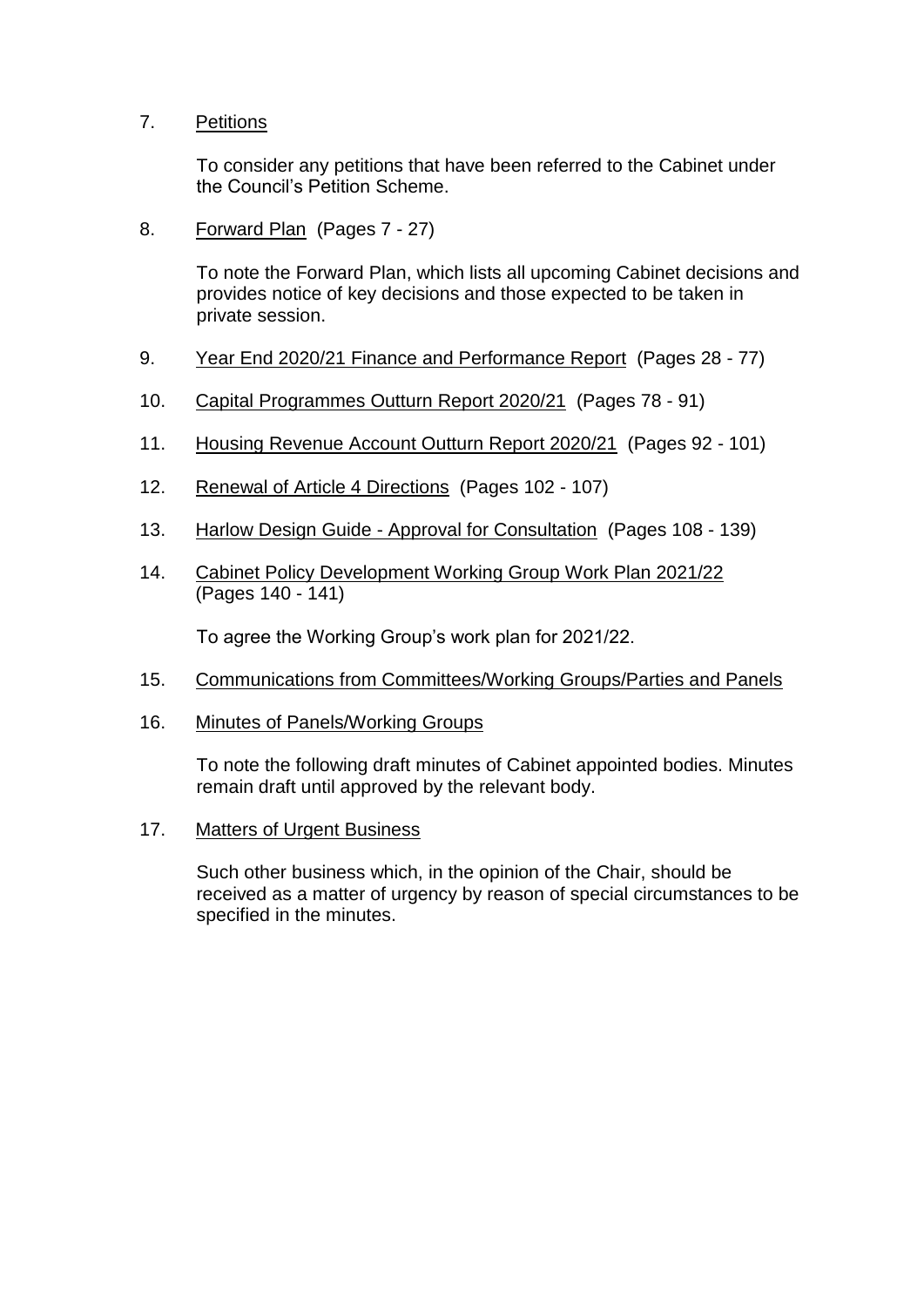7. Petitions

   To consider any petitions that have been referred to the Cabinet under the Council's Petition Scheme.

8. Forward Plan (Pages 7 - 27)

   To note the Forward Plan, which lists all upcoming Cabinet decisions and provides notice of key decisions and those expected to be taken in private session.

9. Year End 2020/21 Finance and Performance Report (Pages 28 - 77)

10. Capital Programmes Outturn Report 2020/21 (Pages 78 - 91)

11. Housing Revenue Account Outturn Report 2020/21 (Pages 92 - 101)

12. Renewal of Article 4 Directions (Pages 102 - 107)

13. Harlow Design Guide - Approval for Consultation (Pages 108 - 139)

14. Cabinet Policy Development Working Group Work Plan 2021/22 (Pages 140 - 141)

    To agree the Working Group's work plan for 2021/22.

15. Communications from Committees/Working Groups/Parties and Panels

16. Minutes of Panels/Working Groups

    To note the following draft minutes of Cabinet appointed bodies. Minutes remain draft until approved by the relevant body.

17. Matters of Urgent Business

    Such other business which, in the opinion of the Chair, should be received as a matter of urgency by reason of special circumstances to be specified in the minutes.